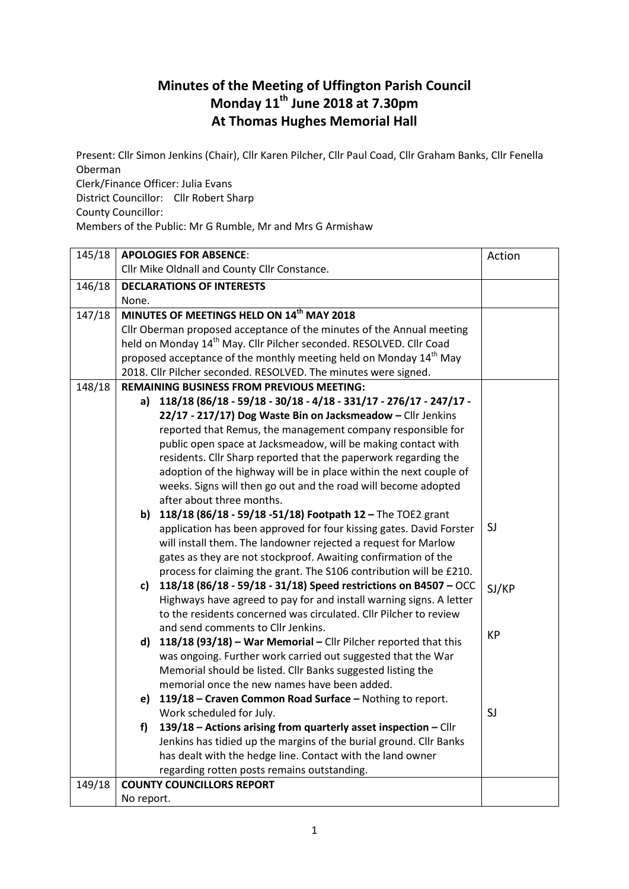# Minutes of the Meeting of Uffington Parish Council
# Monday 11th June 2018 at 7.30pm
# At Thomas Hughes Memorial Hall

Present: Cllr Simon Jenkins (Chair), Cllr Karen Pilcher, Cllr Paul Coad, Cllr Graham Banks, Cllr Fenella Oberman
Clerk/Finance Officer: Julia Evans
District Councillor: Cllr Robert Sharp
County Councillor:
Members of the Public: Mr G Rumble, Mr and Mrs G Armishaw

| | | Action |
|---|---|---|
| 145/18 | **APOLOGIES FOR ABSENCE**:<br>Cllr Mike Oldnall and County Cllr Constance. | |
| 146/18 | **DECLARATIONS OF INTERESTS**<br>None. | |
| 147/18 | **MINUTES OF MEETINGS HELD ON 14th MAY 2018**<br>Cllr Oberman proposed acceptance of the minutes of the Annual meeting held on Monday 14th May. Cllr Pilcher seconded. RESOLVED. Cllr Coad proposed acceptance of the monthly meeting held on Monday 14th May 2018. Cllr Pilcher seconded. RESOLVED. The minutes were signed. | |
| 148/18 | **REMAINING BUSINESS FROM PREVIOUS MEETING:**<br>**a) 118/18 (86/18 - 59/18 - 30/18 - 4/18 - 331/17 - 276/17 - 247/17 - 22/17 - 217/17) Dog Waste Bin on Jacksmeadow –** Cllr Jenkins reported that Remus, the management company responsible for public open space at Jacksmeadow, will be making contact with residents. Cllr Sharp reported that the paperwork regarding the adoption of the highway will be in place within the next couple of weeks. Signs will then go out and the road will become adopted after about three months.<br>**b) 118/18 (86/18 - 59/18 -51/18) Footpath 12 –** The TOE2 grant application has been approved for four kissing gates. David Forster will install them. The landowner rejected a request for Marlow gates as they are not stockproof. Awaiting confirmation of the process for claiming the grant. The S106 contribution will be £210.<br>**c) 118/18 (86/18 - 59/18 - 31/18) Speed restrictions on B4507 –** OCC Highways have agreed to pay for and install warning signs. A letter to the residents concerned was circulated. Cllr Pilcher to review and send comments to Cllr Jenkins.<br>**d) 118/18 (93/18) – War Memorial –** Cllr Pilcher reported that this was ongoing. Further work carried out suggested that the War Memorial should be listed. Cllr Banks suggested listing the memorial once the new names have been added.<br>**e) 119/18 – Craven Common Road Surface –** Nothing to report. Work scheduled for July.<br>**f) 139/18 – Actions arising from quarterly asset inspection –** Cllr Jenkins has tidied up the margins of the burial ground. Cllr Banks has dealt with the hedge line. Contact with the land owner regarding rotten posts remains outstanding. | SJ<br><br>SJ/KP<br><br>KP<br><br>SJ |
| 149/18 | **COUNTY COUNCILLORS REPORT**<br>No report. | |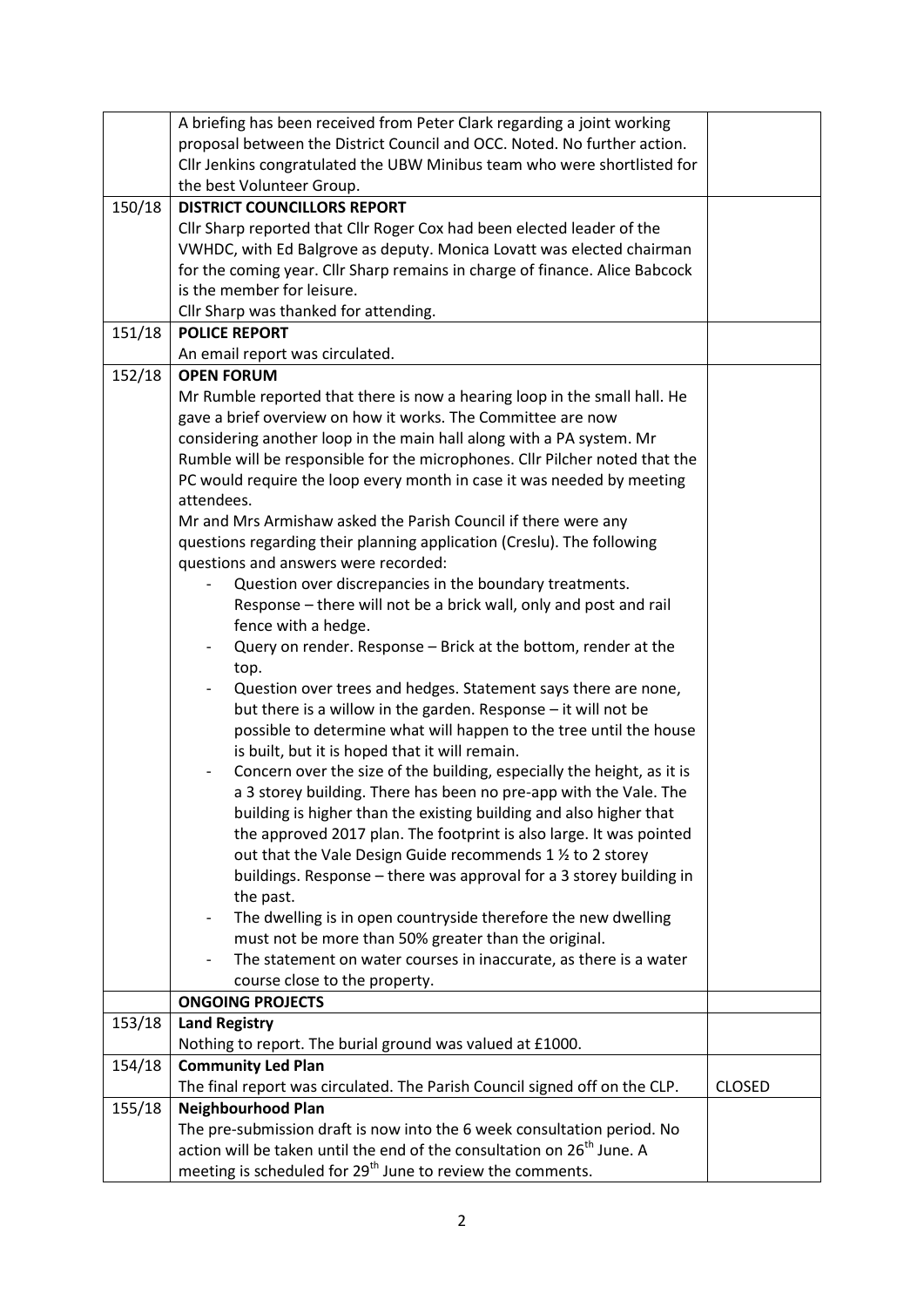| | | |
|---|---|---|
| | A briefing has been received from Peter Clark regarding a joint working proposal between the District Council and OCC. Noted. No further action.<br>Cllr Jenkins congratulated the UBW Minibus team who were shortlisted for the best Volunteer Group. | |
| 150/18 | **DISTRICT COUNCILLORS REPORT**<br>Cllr Sharp reported that Cllr Roger Cox had been elected leader of the VWHDC, with Ed Balgrove as deputy. Monica Lovatt was elected chairman for the coming year. Cllr Sharp remains in charge of finance. Alice Babcock is the member for leisure.<br>Cllr Sharp was thanked for attending. | |
| 151/18 | **POLICE REPORT**<br>An email report was circulated. | |
| 152/18 | **OPEN FORUM**<br>Mr Rumble reported that there is now a hearing loop in the small hall. He gave a brief overview on how it works. The Committee are now considering another loop in the main hall along with a PA system. Mr Rumble will be responsible for the microphones. Cllr Pilcher noted that the PC would require the loop every month in case it was needed by meeting attendees.<br>Mr and Mrs Armishaw asked the Parish Council if there were any questions regarding their planning application (Creslu). The following questions and answers were recorded:<br>- Question over discrepancies in the boundary treatments. Response – there will not be a brick wall, only and post and rail fence with a hedge.<br>- Query on render. Response – Brick at the bottom, render at the top.<br>- Question over trees and hedges. Statement says there are none, but there is a willow in the garden. Response – it will not be possible to determine what will happen to the tree until the house is built, but it is hoped that it will remain.<br>- Concern over the size of the building, especially the height, as it is a 3 storey building. There has been no pre-app with the Vale. The building is higher than the existing building and also higher that the approved 2017 plan. The footprint is also large. It was pointed out that the Vale Design Guide recommends 1 ½ to 2 storey buildings. Response – there was approval for a 3 storey building in the past.<br>- The dwelling is in open countryside therefore the new dwelling must not be more than 50% greater than the original.<br>- The statement on water courses in inaccurate, as there is a water course close to the property. | |
| | **ONGOING PROJECTS** | |
| 153/18 | **Land Registry**<br>Nothing to report. The burial ground was valued at £1000. | |
| 154/18 | **Community Led Plan**<br>The final report was circulated. The Parish Council signed off on the CLP. | CLOSED |
| 155/18 | **Neighbourhood Plan**<br>The pre-submission draft is now into the 6 week consultation period. No action will be taken until the end of the consultation on 26th June. A meeting is scheduled for 29th June to review the comments. | |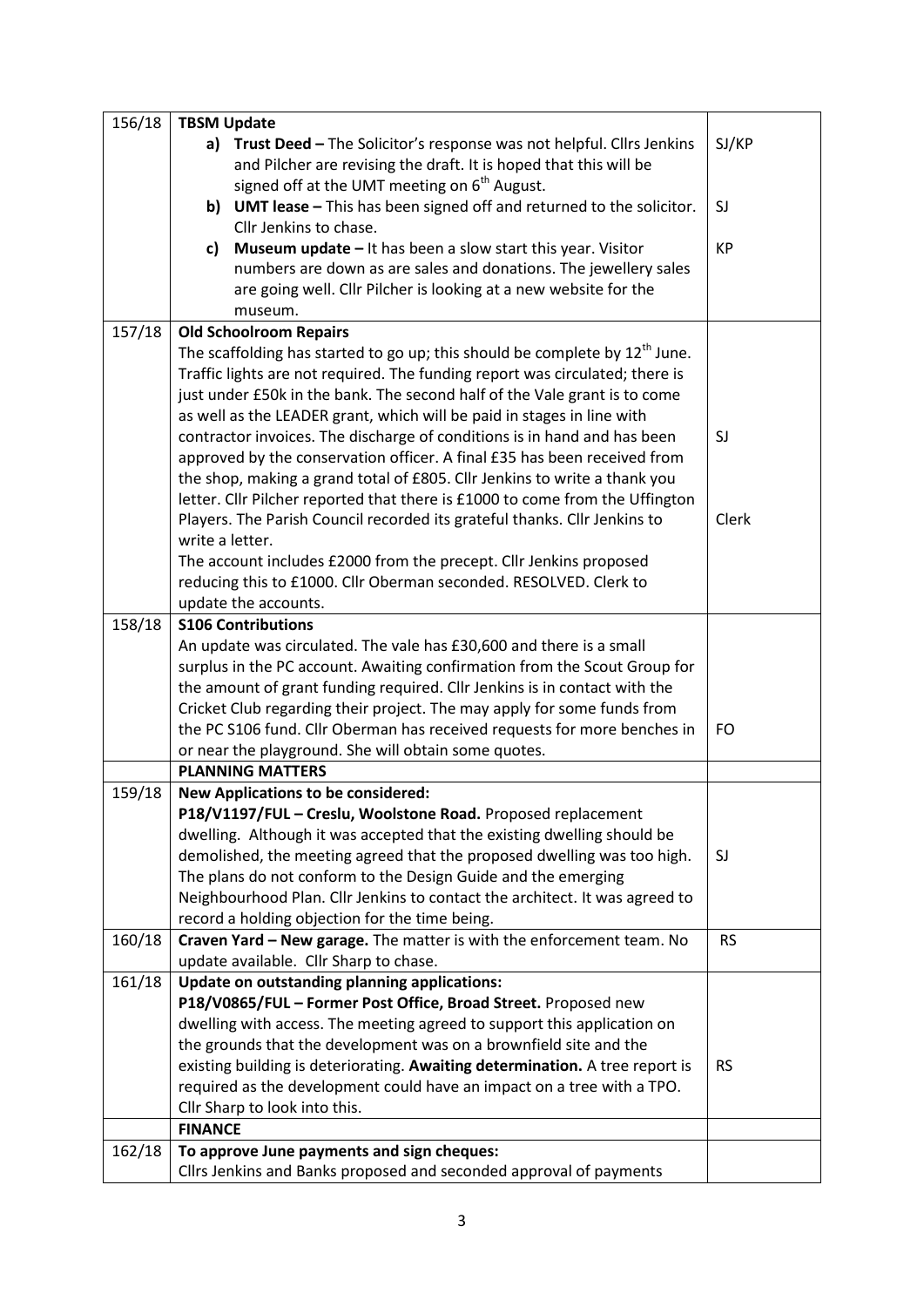| | | |
|---|---|---|
| 156/18 | **TBSM Update**<br>**a) Trust Deed –** The Solicitor's response was not helpful. Cllrs Jenkins and Pilcher are revising the draft. It is hoped that this will be signed off at the UMT meeting on 6th August.<br>**b) UMT lease –** This has been signed off and returned to the solicitor. Cllr Jenkins to chase.<br>**c) Museum update –** It has been a slow start this year. Visitor numbers are down as are sales and donations. The jewellery sales are going well. Cllr Pilcher is looking at a new website for the museum. | SJ/KP<br><br><br>SJ<br><br>KP |
| 157/18 | **Old Schoolroom Repairs**<br>The scaffolding has started to go up; this should be complete by 12th June. Traffic lights are not required. The funding report was circulated; there is just under £50k in the bank. The second half of the Vale grant is to come as well as the LEADER grant, which will be paid in stages in line with contractor invoices. The discharge of conditions is in hand and has been approved by the conservation officer. A final £35 has been received from the shop, making a grand total of £805. Cllr Jenkins to write a thank you letter. Cllr Pilcher reported that there is £1000 to come from the Uffington Players. The Parish Council recorded its grateful thanks. Cllr Jenkins to write a letter.<br>The account includes £2000 from the precept. Cllr Jenkins proposed reducing this to £1000. Cllr Oberman seconded. RESOLVED. Clerk to update the accounts. | <br><br><br><br><br>SJ<br><br><br><br>Clerk |
| 158/18 | **S106 Contributions**<br>An update was circulated. The vale has £30,600 and there is a small surplus in the PC account. Awaiting confirmation from the Scout Group for the amount of grant funding required. Cllr Jenkins is in contact with the Cricket Club regarding their project. The may apply for some funds from the PC S106 fund. Cllr Oberman has received requests for more benches in or near the playground. She will obtain some quotes. | <br><br><br><br><br>FO |
| | **PLANNING MATTERS** | |
| 159/18 | **New Applications to be considered:**<br>**P18/V1197/FUL – Creslu, Woolstone Road.** Proposed replacement dwelling. Although it was accepted that the existing dwelling should be demolished, the meeting agreed that the proposed dwelling was too high. The plans do not conform to the Design Guide and the emerging Neighbourhood Plan. Cllr Jenkins to contact the architect. It was agreed to record a holding objection for the time being. | <br><br><br>SJ |
| 160/18 | **Craven Yard – New garage.** The matter is with the enforcement team. No update available. Cllr Sharp to chase. | RS |
| 161/18 | **Update on outstanding planning applications:**<br>**P18/V0865/FUL – Former Post Office, Broad Street.** Proposed new dwelling with access. The meeting agreed to support this application on the grounds that the development was on a brownfield site and the existing building is deteriorating. **Awaiting determination.** A tree report is required as the development could have an impact on a tree with a TPO. Cllr Sharp to look into this. | <br><br><br><br>RS |
| | **FINANCE** | |
| 162/18 | **To approve June payments and sign cheques:**<br>Cllrs Jenkins and Banks proposed and seconded approval of payments | |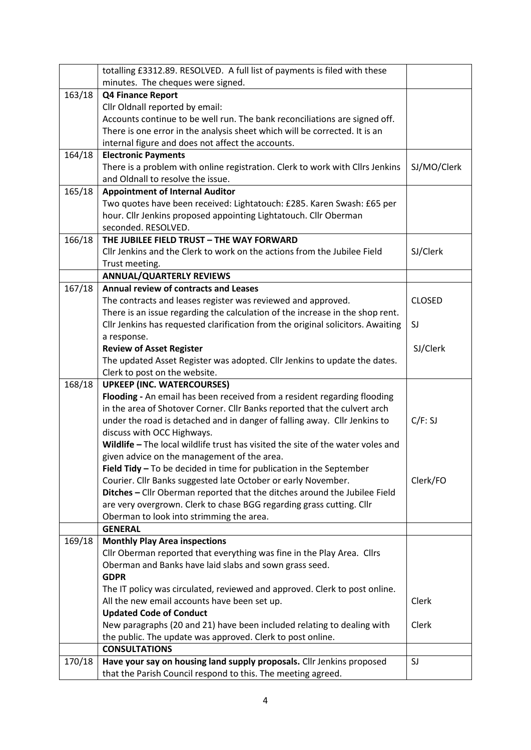| | | |
|---|---|---|
| | totalling £3312.89. RESOLVED. A full list of payments is filed with these minutes. The cheques were signed. | |
| 163/18 | **Q4 Finance Report**<br>Cllr Oldnall reported by email:<br>Accounts continue to be well run. The bank reconciliations are signed off. There is one error in the analysis sheet which will be corrected. It is an internal figure and does not affect the accounts. | |
| 164/18 | **Electronic Payments**<br>There is a problem with online registration. Clerk to work with Cllrs Jenkins and Oldnall to resolve the issue. | SJ/MO/Clerk |
| 165/18 | **Appointment of Internal Auditor**<br>Two quotes have been received: Lightatouch: £285. Karen Swash: £65 per hour. Cllr Jenkins proposed appointing Lightatouch. Cllr Oberman seconded. RESOLVED. | |
| 166/18 | **THE JUBILEE FIELD TRUST – THE WAY FORWARD**<br>Cllr Jenkins and the Clerk to work on the actions from the Jubilee Field Trust meeting. | SJ/Clerk |
| | **ANNUAL/QUARTERLY REVIEWS** | |
| 167/18 | **Annual review of contracts and Leases**<br>The contracts and leases register was reviewed and approved.<br>There is an issue regarding the calculation of the increase in the shop rent. Cllr Jenkins has requested clarification from the original solicitors. Awaiting a response.<br>**Review of Asset Register**<br>The updated Asset Register was adopted. Cllr Jenkins to update the dates. Clerk to post on the website. | CLOSED<br><br>SJ<br><br>SJ/Clerk |
| 168/18 | **UPKEEP (INC. WATERCOURSES)**<br>**Flooding -** An email has been received from a resident regarding flooding in the area of Shotover Corner. Cllr Banks reported that the culvert arch under the road is detached and in danger of falling away. Cllr Jenkins to discuss with OCC Highways.<br>**Wildlife –** The local wildlife trust has visited the site of the water voles and given advice on the management of the area.<br>**Field Tidy –** To be decided in time for publication in the September Courier. Cllr Banks suggested late October or early November.<br>**Ditches –** Cllr Oberman reported that the ditches around the Jubilee Field are very overgrown. Clerk to chase BGG regarding grass cutting. Cllr Oberman to look into strimming the area. | C/F: SJ<br><br>Clerk/FO |
| | **GENERAL** | |
| 169/18 | **Monthly Play Area inspections**<br>Cllr Oberman reported that everything was fine in the Play Area. Cllrs Oberman and Banks have laid slabs and sown grass seed.<br>**GDPR**<br>The IT policy was circulated, reviewed and approved. Clerk to post online. All the new email accounts have been set up.<br>**Updated Code of Conduct**<br>New paragraphs (20 and 21) have been included relating to dealing with the public. The update was approved. Clerk to post online. | Clerk<br><br>Clerk |
| | **CONSULTATIONS** | |
| 170/18 | **Have your say on housing land supply proposals.** Cllr Jenkins proposed that the Parish Council respond to this. The meeting agreed. | SJ |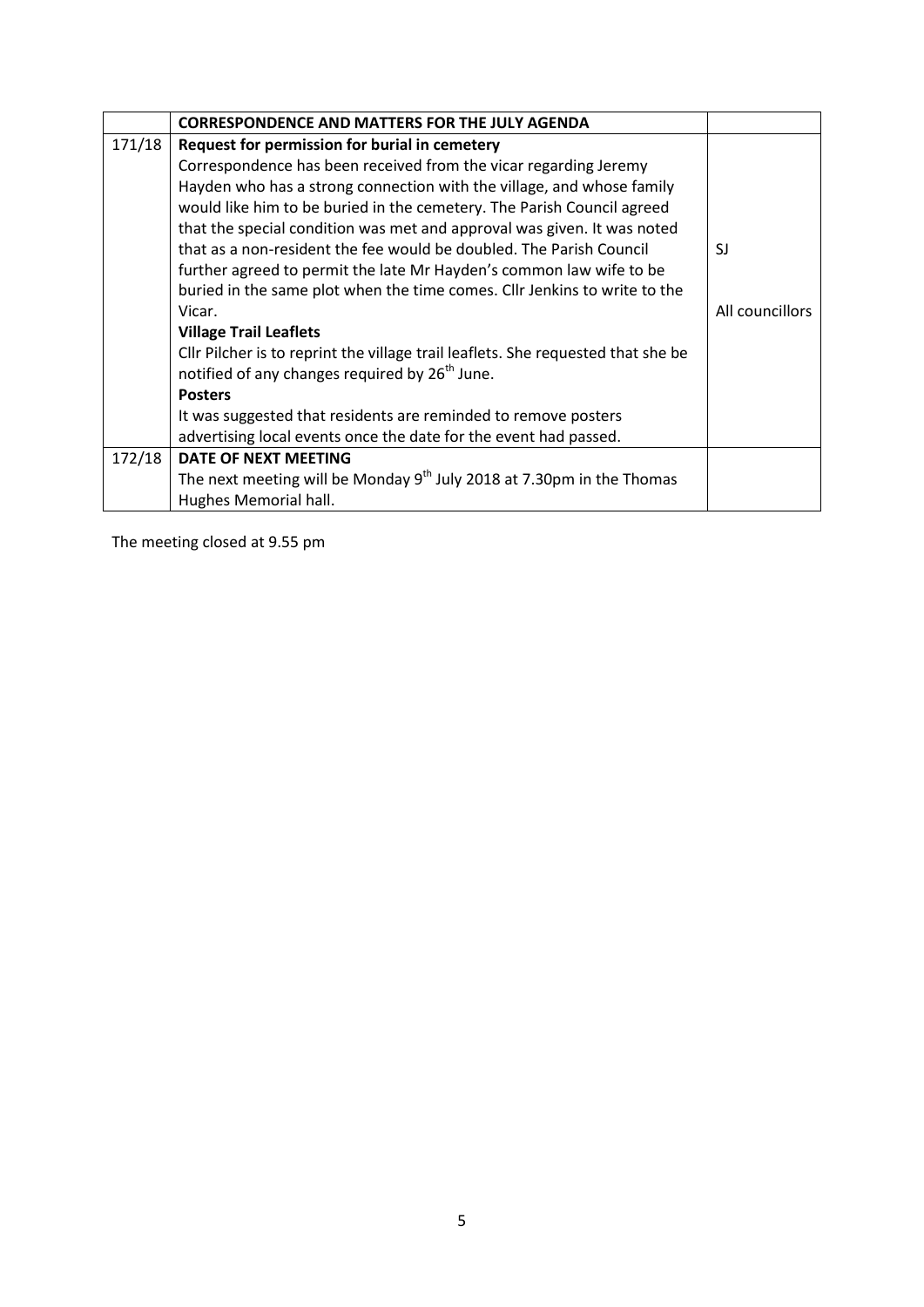| | CORRESPONDENCE AND MATTERS FOR THE JULY AGENDA | |
|---|---|---|
| 171/18 | **Request for permission for burial in cemetery**<br>Correspondence has been received from the vicar regarding Jeremy Hayden who has a strong connection with the village, and whose family would like him to be buried in the cemetery. The Parish Council agreed that the special condition was met and approval was given. It was noted that as a non-resident the fee would be doubled. The Parish Council further agreed to permit the late Mr Hayden's common law wife to be buried in the same plot when the time comes. Cllr Jenkins to write to the Vicar.<br>**Village Trail Leaflets**<br>Cllr Pilcher is to reprint the village trail leaflets. She requested that she be notified of any changes required by 26th June.<br>**Posters**<br>It was suggested that residents are reminded to remove posters advertising local events once the date for the event had passed. | SJ<br><br>All councillors |
| 172/18 | **DATE OF NEXT MEETING**<br>The next meeting will be Monday 9th July 2018 at 7.30pm in the Thomas Hughes Memorial hall. | |

The meeting closed at 9.55 pm